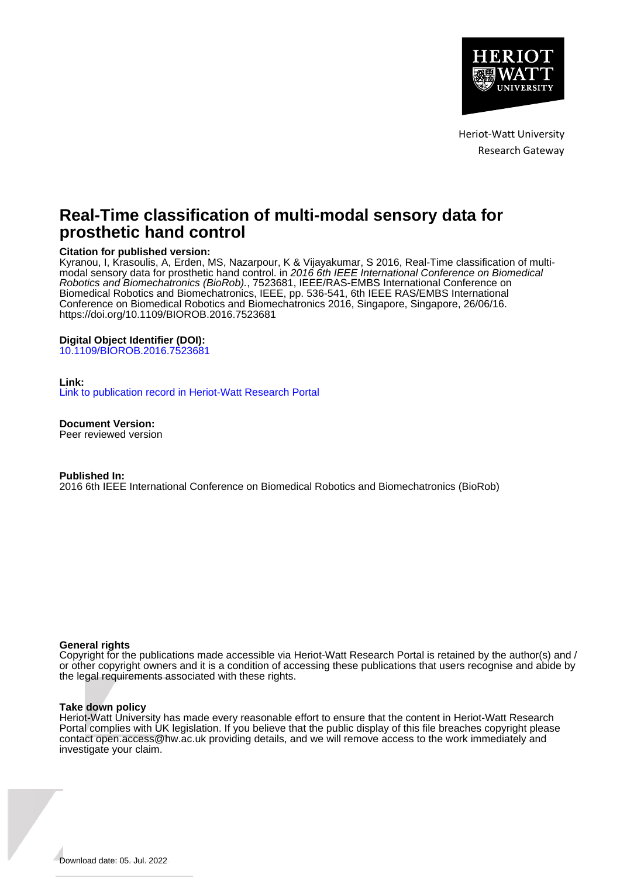Heriot-Watt University
Research Gateway

# Real-Time classification of multi-modal sensory data for prosthetic hand control

**Citation for published version:**
Kyranou, I, Krasoulis, A, Erden, MS, Nazarpour, K & Vijayakumar, S 2016, Real-Time classification of multi-modal sensory data for prosthetic hand control. in *2016 6th IEEE International Conference on Biomedical Robotics and Biomechatronics (BioRob).*, 7523681, IEEE/RAS-EMBS International Conference on Biomedical Robotics and Biomechatronics, IEEE, pp. 536-541, 6th IEEE RAS/EMBS International Conference on Biomedical Robotics and Biomechatronics 2016, Singapore, Singapore, 26/06/16. https://doi.org/10.1109/BIOROB.2016.7523681

**Digital Object Identifier (DOI):**
10.1109/BIOROB.2016.7523681

**Link:**
Link to publication record in Heriot-Watt Research Portal

**Document Version:**
Peer reviewed version

**Published In:**
2016 6th IEEE International Conference on Biomedical Robotics and Biomechatronics (BioRob)

**General rights**
Copyright for the publications made accessible via Heriot-Watt Research Portal is retained by the author(s) and / or other copyright owners and it is a condition of accessing these publications that users recognise and abide by the legal requirements associated with these rights.

**Take down policy**
Heriot-Watt University has made every reasonable effort to ensure that the content in Heriot-Watt Research Portal complies with UK legislation. If you believe that the public display of this file breaches copyright please contact open.access@hw.ac.uk providing details, and we will remove access to the work immediately and investigate your claim.

Download date: 05. Jul. 2022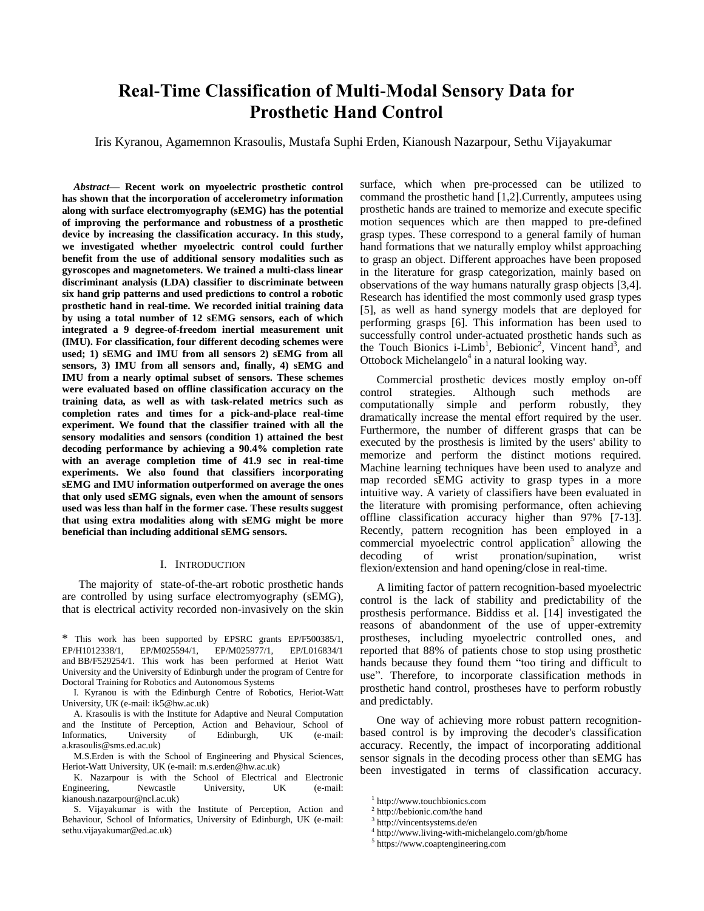# Real-Time Classification of Multi-Modal Sensory Data for Prosthetic Hand Control

Iris Kyranou, Agamemnon Krasoulis, Mustafa Suphi Erden, Kianoush Nazarpour, Sethu Vijayakumar

***Abstract*— Recent work on myoelectric prosthetic control has shown that the incorporation of accelerometry information along with surface electromyography (sEMG) has the potential of improving the performance and robustness of a prosthetic device by increasing the classification accuracy. In this study, we investigated whether myoelectric control could further benefit from the use of additional sensory modalities such as gyroscopes and magnetometers. We trained a multi-class linear discriminant analysis (LDA) classifier to discriminate between six hand grip patterns and used predictions to control a robotic prosthetic hand in real-time. We recorded initial training data by using a total number of 12 sEMG sensors, each of which integrated a 9 degree-of-freedom inertial measurement unit (IMU). For classification, four different decoding schemes were used; 1) sEMG and IMU from all sensors 2) sEMG from all sensors, 3) IMU from all sensors and, finally, 4) sEMG and IMU from a nearly optimal subset of sensors. These schemes were evaluated based on offline classification accuracy on the training data, as well as with task-related metrics such as completion rates and times for a pick-and-place real-time experiment. We found that the classifier trained with all the sensory modalities and sensors (condition 1) attained the best decoding performance by achieving a 90.4% completion rate with an average completion time of 41.9 sec in real-time experiments. We also found that classifiers incorporating sEMG and IMU information outperformed on average the ones that only used sEMG signals, even when the amount of sensors used was less than half in the former case. These results suggest that using extra modalities along with sEMG might be more beneficial than including additional sEMG sensors.**

## I. Introduction

The majority of state-of-the-art robotic prosthetic hands are controlled by using surface electromyography (sEMG), that is electrical activity recorded non-invasively on the skin surface, which when pre-processed can be utilized to command the prosthetic hand [1,2]. Currently, amputees using prosthetic hands are trained to memorize and execute specific motion sequences which are then mapped to pre-defined grasp types. These correspond to a general family of human hand formations that we naturally employ whilst approaching to grasp an object. Different approaches have been proposed in the literature for grasp categorization, mainly based on observations of the way humans naturally grasp objects [3,4]. Research has identified the most commonly used grasp types [5], as well as hand synergy models that are deployed for performing grasps [6]. This information has been used to successfully control under-actuated prosthetic hands such as the Touch Bionics i-Limb[1], Bebionic[2], Vincent hand[3], and Ottobock Michelangelo[4] in a natural looking way.

Commercial prosthetic devices mostly employ on-off control strategies. Although such methods are computationally simple and perform robustly, they dramatically increase the mental effort required by the user. Furthermore, the number of different grasps that can be executed by the prosthesis is limited by the users' ability to memorize and perform the distinct motions required. Machine learning techniques have been used to analyze and map recorded sEMG activity to grasp types in a more intuitive way. A variety of classifiers have been evaluated in the literature with promising performance, often achieving offline classification accuracy higher than 97% [7-13]. Recently, pattern recognition has been employed in a commercial myoelectric control application[5] allowing the decoding of wrist pronation/supination, wrist flexion/extension and hand opening/close in real-time.

A limiting factor of pattern recognition-based myoelectric control is the lack of stability and predictability of the prosthesis performance. Biddiss et al. [14] investigated the reasons of abandonment of the use of upper-extremity prostheses, including myoelectric controlled ones, and reported that 88% of patients chose to stop using prosthetic hands because they found them "too tiring and difficult to use". Therefore, to incorporate classification methods in prosthetic hand control, prostheses have to perform robustly and predictably.

One way of achieving more robust pattern recognition-based control is by improving the decoder's classification accuracy. Recently, the impact of incorporating additional sensor signals in the decoding process other than sEMG has been investigated in terms of classification accuracy.

---

\* This work has been supported by EPSRC grants EP/F500385/1, EP/H1012338/1, EP/M025594/1, EP/M025977/1, EP/L016834/1 and BB/F529254/1. This work has been performed at Heriot Watt University and the University of Edinburgh under the program of Centre for Doctoral Training for Robotics and Autonomous Systems

I. Kyranou is with the Edinburgh Centre of Robotics, Heriot-Watt University, UK (e-mail: ik5@hw.ac.uk)

A. Krasoulis is with the Institute for Adaptive and Neural Computation and the Institute of Perception, Action and Behaviour, School of Informatics, University of Edinburgh, UK (e-mail: a.krasoulis@sms.ed.ac.uk)

M.S.Erden is with the School of Engineering and Physical Sciences, Heriot-Watt University, UK (e-mail: m.s.erden@hw.ac.uk)

K. Nazarpour is with the School of Electrical and Electronic Engineering, Newcastle University, UK (e-mail: kianoush.nazarpour@ncl.ac.uk)

S. Vijayakumar is with the Institute of Perception, Action and Behaviour, School of Informatics, University of Edinburgh, UK (e-mail: sethu.vijayakumar@ed.ac.uk)

[1] http://www.touchbionics.com
[2] http://bebionic.com/the hand
[3] http://vincentsystems.de/en
[4] http://www.living-with-michelangelo.com/gb/home
[5] https://www.coaptengineering.com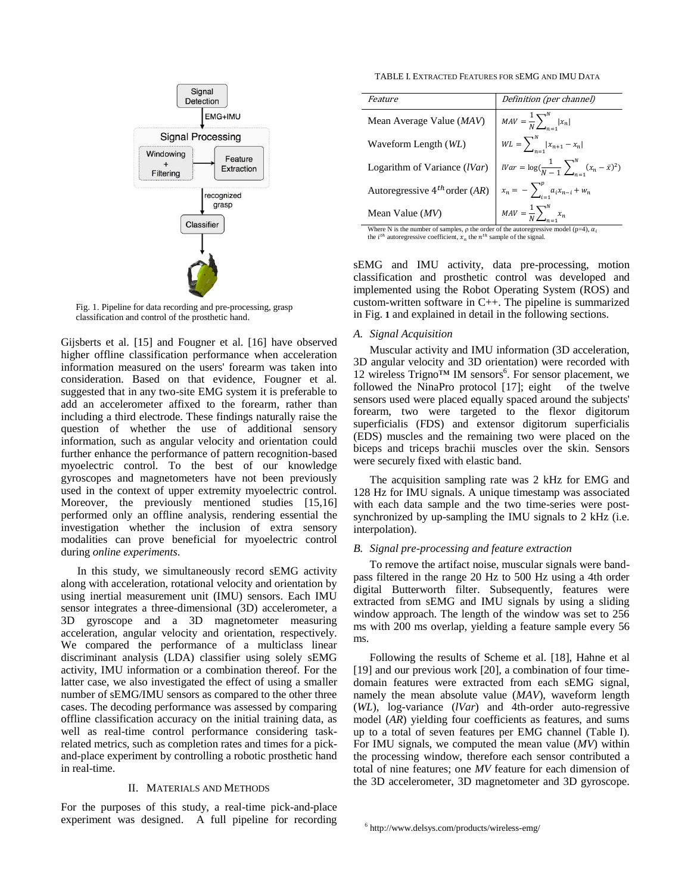Fig. 1. Pipeline for data recording and pre-processing, grasp classification and control of the prosthetic hand.

Gijsberts et al. [15] and Fougner et al. [16] have observed higher offline classification performance when acceleration information measured on the users' forearm was taken into consideration. Based on that evidence, Fougner et al. suggested that in any two-site EMG system it is preferable to add an accelerometer affixed to the forearm, rather than including a third electrode. These findings naturally raise the question of whether the use of additional sensory information, such as angular velocity and orientation could further enhance the performance of pattern recognition-based myoelectric control. To the best of our knowledge gyroscopes and magnetometers have not been previously used in the context of upper extremity myoelectric control. Moreover, the previously mentioned studies [15,16] performed only an offline analysis, rendering essential the investigation whether the inclusion of extra sensory modalities can prove beneficial for myoelectric control during *online experiments*.

In this study, we simultaneously record sEMG activity along with acceleration, rotational velocity and orientation by using inertial measurement unit (IMU) sensors. Each IMU sensor integrates a three-dimensional (3D) accelerometer, a 3D gyroscope and a 3D magnetometer measuring acceleration, angular velocity and orientation, respectively. We compared the performance of a multiclass linear discriminant analysis (LDA) classifier using solely sEMG activity, IMU information or a combination thereof. For the latter case, we also investigated the effect of using a smaller number of sEMG/IMU sensors as compared to the other three cases. The decoding performance was assessed by comparing offline classification accuracy on the initial training data, as well as real-time control performance considering task-related metrics, such as completion rates and times for a pick-and-place experiment by controlling a robotic prosthetic hand in real-time.

## II. Materials and Methods

For the purposes of this study, a real-time pick-and-place experiment was designed. A full pipeline for recording sEMG and IMU activity, data pre-processing, motion classification and prosthetic control was developed and implemented using the Robot Operating System (ROS) and custom-written software in C++. The pipeline is summarized in Fig. 1 and explained in detail in the following sections.

TABLE I. Extracted Features for sEMG and IMU Data

| *Feature* | *Definition (per channel)* |
|---|---|
| Mean Average Value (*MAV*) | $MAV = \frac{1}{N}\sum_{n=1}^{N} \lvert x_n \rvert$ |
| Waveform Length (*WL*) | $WL = \sum_{n=1}^{N} \lvert x_{n+1} - x_n \rvert$ |
| Logarithm of Variance (*lVar*) | $lVar = \log(\frac{1}{N-1}\sum_{n=1}^{N}(x_n - \bar{x})^2)$ |
| Autoregressive $4^{th}$ order (*AR*) | $x_n = -\sum_{i=1}^{p} a_i x_{n-i} + w_n$ |
| Mean Value (*MV*) | $MAV = \frac{1}{N}\sum_{n=1}^{N} x_n$ |

Where N is the number of samples, ρ the order of the autoregressive model (p=4), $\alpha_i$ the $i^{th}$ autoregressive coefficient, $x_n$ the $n^{th}$ sample of the signal.

### *A. Signal Acquisition*

Muscular activity and IMU information (3D acceleration, 3D angular velocity and 3D orientation) were recorded with 12 wireless Trigno™ IM sensors[6]. For sensor placement, we followed the NinaPro protocol [17]; eight of the twelve sensors used were placed equally spaced around the subjects' forearm, two were targeted to the flexor digitorum superficialis (FDS) and extensor digitorum superficialis (EDS) muscles and the remaining two were placed on the biceps and triceps brachii muscles over the skin. Sensors were securely fixed with elastic band.

The acquisition sampling rate was 2 kHz for EMG and 128 Hz for IMU signals. A unique timestamp was associated with each data sample and the two time-series were post-synchronized by up-sampling the IMU signals to 2 kHz (i.e. interpolation).

### *B. Signal pre-processing and feature extraction*

To remove the artifact noise, muscular signals were band-pass filtered in the range 20 Hz to 500 Hz using a 4th order digital Butterworth filter. Subsequently, features were extracted from sEMG and IMU signals by using a sliding window approach. The length of the window was set to 256 ms with 200 ms overlap, yielding a feature sample every 56 ms.

Following the results of Scheme et al. [18], Hahne et al [19] and our previous work [20], a combination of four time-domain features were extracted from each sEMG signal, namely the mean absolute value (*MAV*), waveform length (*WL*), log-variance (*lVar*) and 4th-order auto-regressive model (*AR*) yielding four coefficients as features, and sums up to a total of seven features per EMG channel (Table I). For IMU signals, we computed the mean value (*MV*) within the processing window, therefore each sensor contributed a total of nine features; one *MV* feature for each dimension of the 3D accelerometer, 3D magnetometer and 3D gyroscope.

[6] http://www.delsys.com/products/wireless-emg/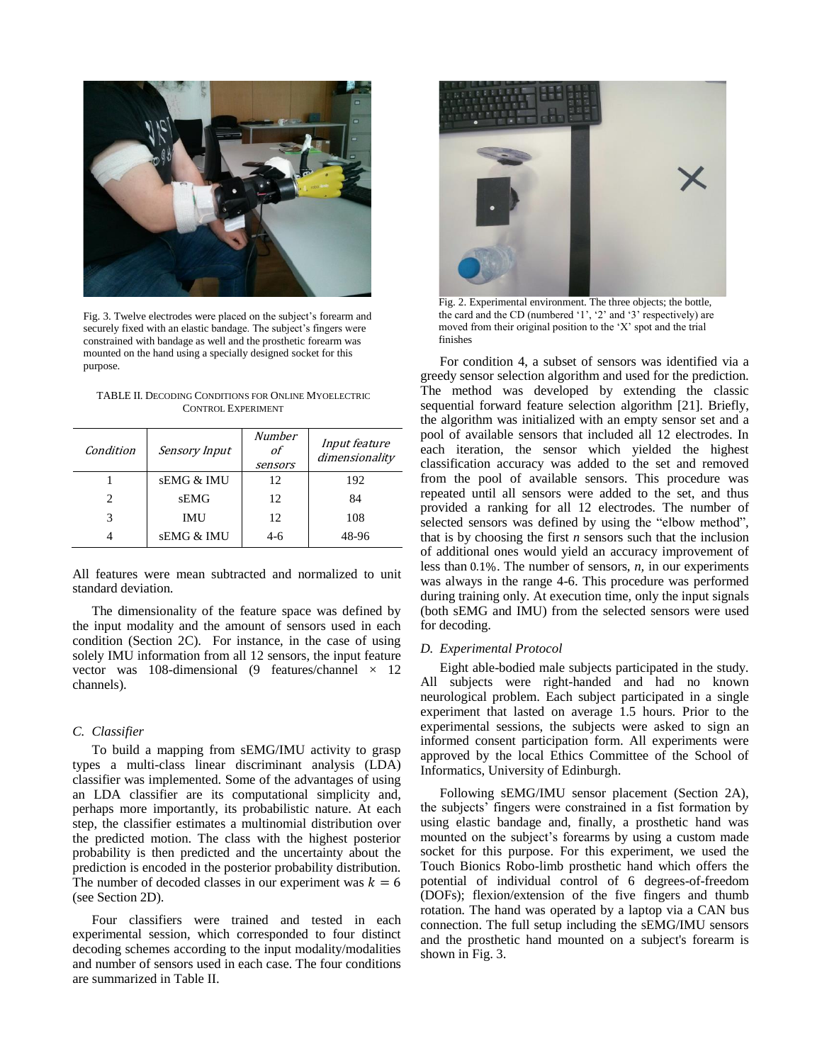Fig. 3. Twelve electrodes were placed on the subject's forearm and securely fixed with an elastic bandage. The subject's fingers were constrained with bandage as well and the prosthetic forearm was mounted on the hand using a specially designed socket for this purpose.

TABLE II. DECODING CONDITIONS FOR ONLINE MYOELECTRIC CONTROL EXPERIMENT

| *Condition* | *Sensory Input* | *Number of sensors* | *Input feature dimensionality* |
|---|---|---|---|
| 1 | sEMG & IMU | 12 | 192 |
| 2 | sEMG | 12 | 84 |
| 3 | IMU | 12 | 108 |
| 4 | sEMG & IMU | 4-6 | 48-96 |

All features were mean subtracted and normalized to unit standard deviation.

The dimensionality of the feature space was defined by the input modality and the amount of sensors used in each condition (Section 2C). For instance, in the case of using solely IMU information from all 12 sensors, the input feature vector was 108-dimensional (9 features/channel × 12 channels).

### C. Classifier

To build a mapping from sEMG/IMU activity to grasp types a multi-class linear discriminant analysis (LDA) classifier was implemented. Some of the advantages of using an LDA classifier are its computational simplicity and, perhaps more importantly, its probabilistic nature. At each step, the classifier estimates a multinomial distribution over the predicted motion. The class with the highest posterior probability is then predicted and the uncertainty about the prediction is encoded in the posterior probability distribution. The number of decoded classes in our experiment was $k = 6$ (see Section 2D).

Four classifiers were trained and tested in each experimental session, which corresponded to four distinct decoding schemes according to the input modality/modalities and number of sensors used in each case. The four conditions are summarized in Table II.

Fig. 2. Experimental environment. The three objects; the bottle, the card and the CD (numbered '1', '2' and '3' respectively) are moved from their original position to the 'X' spot and the trial finishes

For condition 4, a subset of sensors was identified via a greedy sensor selection algorithm and used for the prediction. The method was developed by extending the classic sequential forward feature selection algorithm [21]. Briefly, the algorithm was initialized with an empty sensor set and a pool of available sensors that included all 12 electrodes. In each iteration, the sensor which yielded the highest classification accuracy was added to the set and removed from the pool of available sensors. This procedure was repeated until all sensors were added to the set, and thus provided a ranking for all 12 electrodes. The number of selected sensors was defined by using the "elbow method", that is by choosing the first $n$ sensors such that the inclusion of additional ones would yield an accuracy improvement of less than 0.1%. The number of sensors, $n$, in our experiments was always in the range 4-6. This procedure was performed during training only. At execution time, only the input signals (both sEMG and IMU) from the selected sensors were used for decoding.

### D. Experimental Protocol

Eight able-bodied male subjects participated in the study. All subjects were right-handed and had no known neurological problem. Each subject participated in a single experiment that lasted on average 1.5 hours. Prior to the experimental sessions, the subjects were asked to sign an informed consent participation form. All experiments were approved by the local Ethics Committee of the School of Informatics, University of Edinburgh.

Following sEMG/IMU sensor placement (Section 2A), the subjects' fingers were constrained in a fist formation by using elastic bandage and, finally, a prosthetic hand was mounted on the subject's forearms by using a custom made socket for this purpose. For this experiment, we used the Touch Bionics Robo-limb prosthetic hand which offers the potential of individual control of 6 degrees-of-freedom (DOFs); flexion/extension of the five fingers and thumb rotation. The hand was operated by a laptop via a CAN bus connection. The full setup including the sEMG/IMU sensors and the prosthetic hand mounted on a subject's forearm is shown in Fig. 3.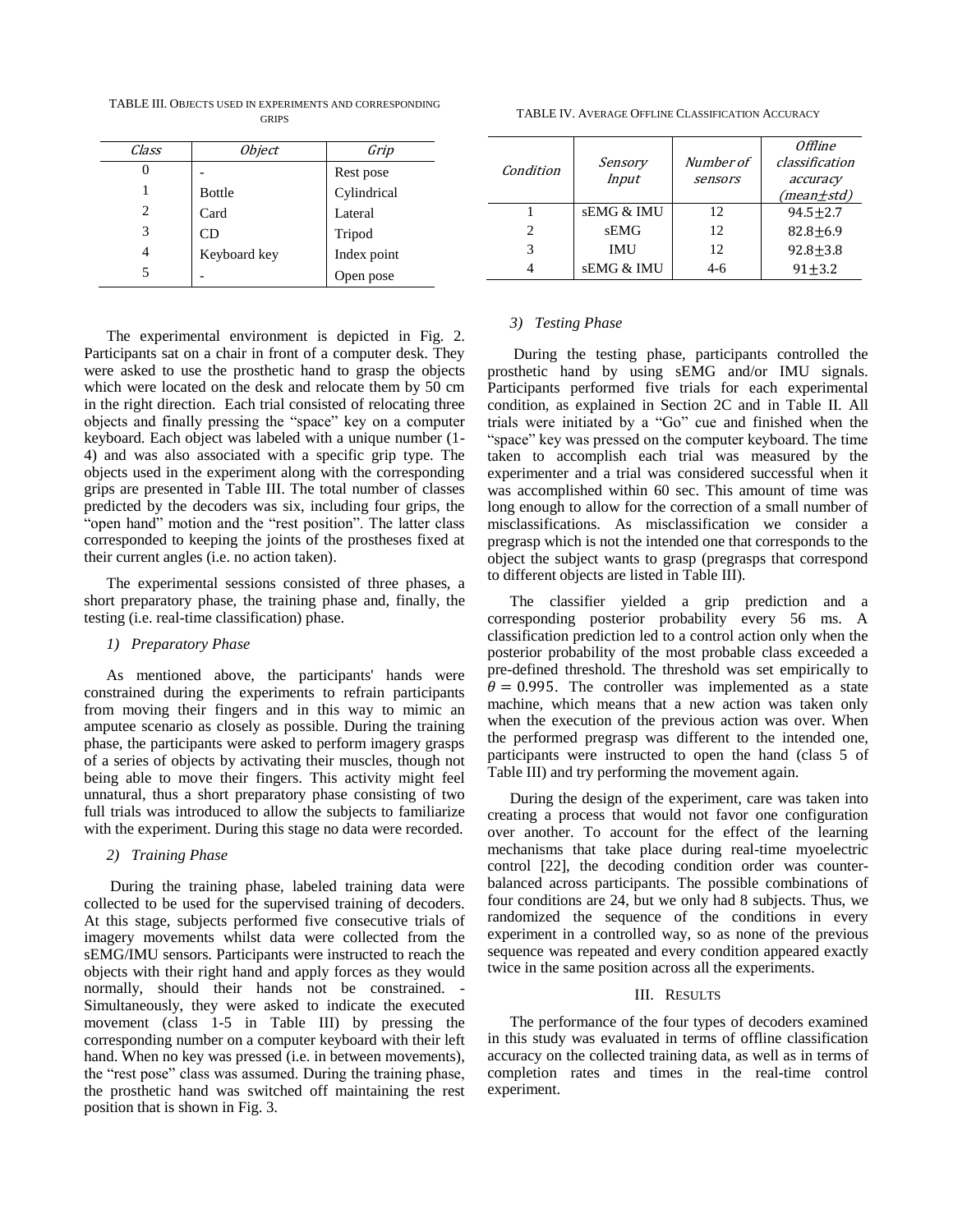TABLE III. OBJECTS USED IN EXPERIMENTS AND CORRESPONDING GRIPS

| *Class* | *Object* | *Grip* |
|---|---|---|
| 0 | - | Rest pose |
| 1 | Bottle | Cylindrical |
| 2 | Card | Lateral |
| 3 | CD | Tripod |
| 4 | Keyboard key | Index point |
| 5 | - | Open pose |

The experimental environment is depicted in Fig. 2. Participants sat on a chair in front of a computer desk. They were asked to use the prosthetic hand to grasp the objects which were located on the desk and relocate them by 50 cm in the right direction. Each trial consisted of relocating three objects and finally pressing the "space" key on a computer keyboard. Each object was labeled with a unique number (1-4) and was also associated with a specific grip type. The objects used in the experiment along with the corresponding grips are presented in Table III. The total number of classes predicted by the decoders was six, including four grips, the "open hand" motion and the "rest position". The latter class corresponded to keeping the joints of the prostheses fixed at their current angles (i.e. no action taken).

The experimental sessions consisted of three phases, a short preparatory phase, the training phase and, finally, the testing (i.e. real-time classification) phase.

#### 1) Preparatory Phase

As mentioned above, the participants' hands were constrained during the experiments to refrain participants from moving their fingers and in this way to mimic an amputee scenario as closely as possible. During the training phase, the participants were asked to perform imagery grasps of a series of objects by activating their muscles, though not being able to move their fingers. This activity might feel unnatural, thus a short preparatory phase consisting of two full trials was introduced to allow the subjects to familiarize with the experiment. During this stage no data were recorded.

#### 2) Training Phase

During the training phase, labeled training data were collected to be used for the supervised training of decoders. At this stage, subjects performed five consecutive trials of imagery movements whilst data were collected from the sEMG/IMU sensors. Participants were instructed to reach the objects with their right hand and apply forces as they would normally, should their hands not be constrained. - Simultaneously, they were asked to indicate the executed movement (class 1-5 in Table III) by pressing the corresponding number on a computer keyboard with their left hand. When no key was pressed (i.e. in between movements), the "rest pose" class was assumed. During the training phase, the prosthetic hand was switched off maintaining the rest position that is shown in Fig. 3.

TABLE IV. AVERAGE OFFLINE CLASSIFICATION ACCURACY

| *Condition* | *Sensory Input* | *Number of sensors* | *Offline classification accuracy (mean±std)* |
|---|---|---|---|
| 1 | sEMG & IMU | 12 | 94.5±2.7 |
| 2 | sEMG | 12 | 82.8±6.9 |
| 3 | IMU | 12 | 92.8±3.8 |
| 4 | sEMG & IMU | 4-6 | 91±3.2 |

#### 3) Testing Phase

During the testing phase, participants controlled the prosthetic hand by using sEMG and/or IMU signals. Participants performed five trials for each experimental condition, as explained in Section 2C and in Table II. All trials were initiated by a "Go" cue and finished when the "space" key was pressed on the computer keyboard. The time taken to accomplish each trial was measured by the experimenter and a trial was considered successful when it was accomplished within 60 sec. This amount of time was long enough to allow for the correction of a small number of misclassifications. As misclassification we consider a pregrasp which is not the intended one that corresponds to the object the subject wants to grasp (pregrasps that correspond to different objects are listed in Table III).

The classifier yielded a grip prediction and a corresponding posterior probability every 56 ms. A classification prediction led to a control action only when the posterior probability of the most probable class exceeded a pre-defined threshold. The threshold was set empirically to $\theta = 0.995$. The controller was implemented as a state machine, which means that a new action was taken only when the execution of the previous action was over. When the performed pregrasp was different to the intended one, participants were instructed to open the hand (class 5 of Table III) and try performing the movement again.

During the design of the experiment, care was taken into creating a process that would not favor one configuration over another. To account for the effect of the learning mechanisms that take place during real-time myoelectric control [22], the decoding condition order was counter-balanced across participants. The possible combinations of four conditions are 24, but we only had 8 subjects. Thus, we randomized the sequence of the conditions in every experiment in a controlled way, so as none of the previous sequence was repeated and every condition appeared exactly twice in the same position across all the experiments.

## III. RESULTS

The performance of the four types of decoders examined in this study was evaluated in terms of offline classification accuracy on the collected training data, as well as in terms of completion rates and times in the real-time control experiment.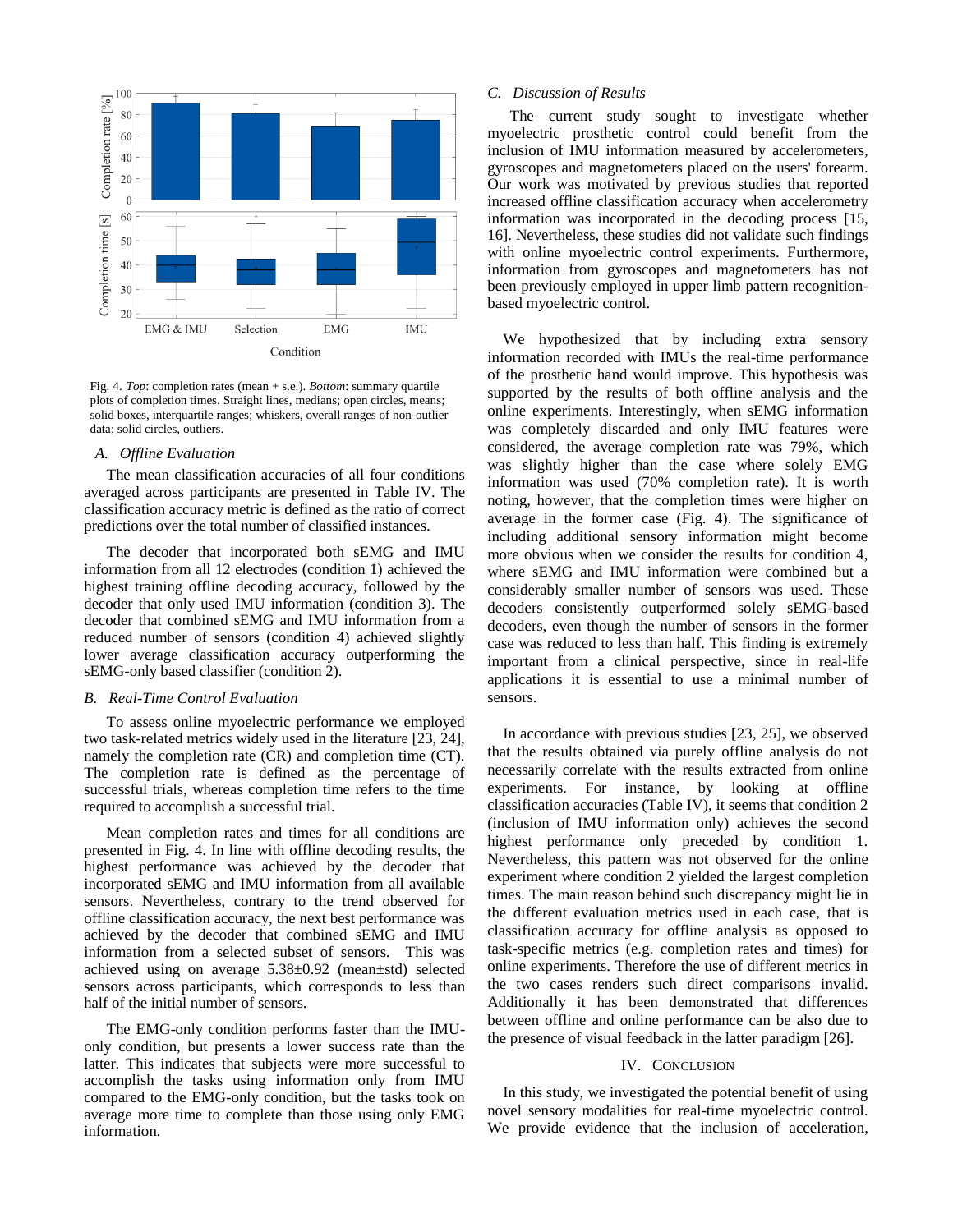Fig. 4. *Top*: completion rates (mean + s.e.). *Bottom*: summary quartile plots of completion times. Straight lines, medians; open circles, means; solid boxes, interquartile ranges; whiskers, overall ranges of non-outlier data; solid circles, outliers.

### A. Offline Evaluation

The mean classification accuracies of all four conditions averaged across participants are presented in Table IV. The classification accuracy metric is defined as the ratio of correct predictions over the total number of classified instances.

The decoder that incorporated both sEMG and IMU information from all 12 electrodes (condition 1) achieved the highest training offline decoding accuracy, followed by the decoder that only used IMU information (condition 3). The decoder that combined sEMG and IMU information from a reduced number of sensors (condition 4) achieved slightly lower average classification accuracy outperforming the sEMG-only based classifier (condition 2).

### B. Real-Time Control Evaluation

To assess online myoelectric performance we employed two task-related metrics widely used in the literature [23, 24], namely the completion rate (CR) and completion time (CT). The completion rate is defined as the percentage of successful trials, whereas completion time refers to the time required to accomplish a successful trial.

Mean completion rates and times for all conditions are presented in Fig. 4. In line with offline decoding results, the highest performance was achieved by the decoder that incorporated sEMG and IMU information from all available sensors. Nevertheless, contrary to the trend observed for offline classification accuracy, the next best performance was achieved by the decoder that combined sEMG and IMU information from a selected subset of sensors. This was achieved using on average 5.38±0.92 (mean±std) selected sensors across participants, which corresponds to less than half of the initial number of sensors.

The EMG-only condition performs faster than the IMU-only condition, but presents a lower success rate than the latter. This indicates that subjects were more successful to accomplish the tasks using information only from IMU compared to the EMG-only condition, but the tasks took on average more time to complete than those using only EMG information.

### C. Discussion of Results

The current study sought to investigate whether myoelectric prosthetic control could benefit from the inclusion of IMU information measured by accelerometers, gyroscopes and magnetometers placed on the users' forearm. Our work was motivated by previous studies that reported increased offline classification accuracy when accelerometry information was incorporated in the decoding process [15, 16]. Nevertheless, these studies did not validate such findings with online myoelectric control experiments. Furthermore, information from gyroscopes and magnetometers has not been previously employed in upper limb pattern recognition-based myoelectric control.

We hypothesized that by including extra sensory information recorded with IMUs the real-time performance of the prosthetic hand would improve. This hypothesis was supported by the results of both offline analysis and the online experiments. Interestingly, when sEMG information was completely discarded and only IMU features were considered, the average completion rate was 79%, which was slightly higher than the case where solely EMG information was used (70% completion rate). It is worth noting, however, that the completion times were higher on average in the former case (Fig. 4). The significance of including additional sensory information might become more obvious when we consider the results for condition 4, where sEMG and IMU information were combined but a considerably smaller number of sensors was used. These decoders consistently outperformed solely sEMG-based decoders, even though the number of sensors in the former case was reduced to less than half. This finding is extremely important from a clinical perspective, since in real-life applications it is essential to use a minimal number of sensors.

In accordance with previous studies [23, 25], we observed that the results obtained via purely offline analysis do not necessarily correlate with the results extracted from online experiments. For instance, by looking at offline classification accuracies (Table IV), it seems that condition 2 (inclusion of IMU information only) achieves the second highest performance only preceded by condition 1. Nevertheless, this pattern was not observed for the online experiment where condition 2 yielded the largest completion times. The main reason behind such discrepancy might lie in the different evaluation metrics used in each case, that is classification accuracy for offline analysis as opposed to task-specific metrics (e.g. completion rates and times) for online experiments. Therefore the use of different metrics in the two cases renders such direct comparisons invalid. Additionally it has been demonstrated that differences between offline and online performance can be also due to the presence of visual feedback in the latter paradigm [26].

## IV. Conclusion

In this study, we investigated the potential benefit of using novel sensory modalities for real-time myoelectric control. We provide evidence that the inclusion of acceleration,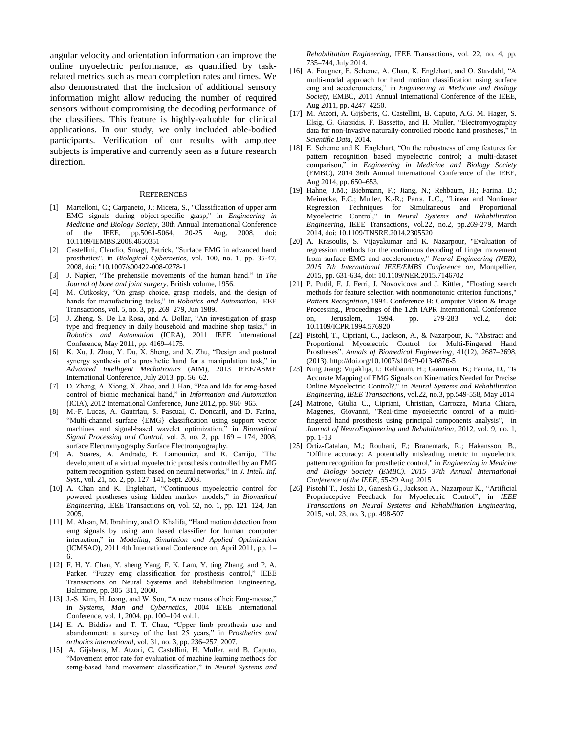angular velocity and orientation information can improve the online myoelectric performance, as quantified by task-related metrics such as mean completion rates and times. We also demonstrated that the inclusion of additional sensory information might allow reducing the number of required sensors without compromising the decoding performance of the classifiers. This feature is highly-valuable for clinical applications. In our study, we only included able-bodied participants. Verification of our results with amputee subjects is imperative and currently seen as a future research direction.

## References

[1] Martelloni, C.; Carpaneto, J.; Micera, S., "Classification of upper arm EMG signals during object-specific grasp," in *Engineering in Medicine and Biology Society*, 30th Annual International Conference of the IEEE, pp.5061-5064, 20-25 Aug. 2008, doi: 10.1109/IEMBS.2008.4650351

[2] Castellini, Claudio, Smagt, Patrick, "Surface EMG in advanced hand prosthetics", in *Biological Cybernetics*, vol. 100, no. 1, pp. 35-47, 2008, doi: "10.1007/s00422-008-0278-1

[3] J. Napier, "The prehensile movements of the human hand." in *The Journal of bone and joint surgery*. British volume, 1956.

[4] M. Cutkosky, "On grasp choice, grasp models, and the design of hands for manufacturing tasks," in *Robotics and Automation*, IEEE Transactions, vol. 5, no. 3, pp. 269–279, Jun 1989.

[5] J. Zheng, S. De La Rosa, and A. Dollar, "An investigation of grasp type and frequency in daily household and machine shop tasks," in *Robotics and Automation* (ICRA), 2011 IEEE International Conference, May 2011, pp. 4169–4175.

[6] K. Xu, J. Zhao, Y. Du, X. Sheng, and X. Zhu, "Design and postural synergy synthesis of a prosthetic hand for a manipulation task," in *Advanced Intelligent Mechatronics* (AIM), 2013 IEEE/ASME International Conference, July 2013, pp. 56–62.

[7] D. Zhang, A. Xiong, X. Zhao, and J. Han, "Pca and lda for emg-based control of bionic mechanical hand," in *Information and Automation* (ICIA), 2012 International Conference, June 2012, pp. 960–965.

[8] M.-F. Lucas, A. Gaufriau, S. Pascual, C. Doncarli, and D. Farina, "Multi-channel surface {EMG} classification using support vector machines and signal-based wavelet optimization," in *Biomedical Signal Processing and Control*, vol. 3, no. 2, pp. 169 – 174, 2008, surface Electromyography Surface Electromyography.

[9] A. Soares, A. Andrade, E. Lamounier, and R. Carrijo, "The development of a virtual myoelectric prosthesis controlled by an EMG pattern recognition system based on neural networks," in *J. Intell. Inf. Syst.*, vol. 21, no. 2, pp. 127–141, Sept. 2003.

[10] A. Chan and K. Englehart, "Continuous myoelectric control for powered prostheses using hidden markov models," in *Biomedical Engineering*, IEEE Transactions on, vol. 52, no. 1, pp. 121–124, Jan 2005.

[11] M. Ahsan, M. Ibrahimy, and O. Khalifa, "Hand motion detection from emg signals by using ann based classifier for human computer interaction," in *Modeling, Simulation and Applied Optimization* (ICMSAO), 2011 4th International Conference on, April 2011, pp. 1–6.

[12] F. H. Y. Chan, Y. sheng Yang, F. K. Lam, Y. ting Zhang, and P. A. Parker, "Fuzzy emg classification for prosthesis control," IEEE Transactions on Neural Systems and Rehabilitation Engineering, Baltimore, pp. 305–311, 2000.

[13] J.-S. Kim, H. Jeong, and W. Son, "A new means of hci: Emg-mouse," in *Systems, Man and Cybernetics*, 2004 IEEE International Conference, vol. 1, 2004, pp. 100–104 vol.1.

[14] E. A. Biddiss and T. T. Chau, "Upper limb prosthesis use and abandonment: a survey of the last 25 years," in *Prosthetics and orthotics international*, vol. 31, no. 3, pp. 236–257, 2007.

[15] A. Gijsberts, M. Atzori, C. Castellini, H. Muller, and B. Caputo, "Movement error rate for evaluation of machine learning methods for semg-based hand movement classification," in *Neural Systems and Rehabilitation Engineering*, IEEE Transactions, vol. 22, no. 4, pp. 735–744, July 2014.

[16] A. Fougner, E. Scheme, A. Chan, K. Englehart, and O. Stavdahl, "A multi-modal approach for hand motion classification using surface emg and accelerometers," in *Engineering in Medicine and Biology Society*, EMBC, 2011 Annual International Conference of the IEEE, Aug 2011, pp. 4247–4250.

[17] M. Atzori, A. Gijsberts, C. Castellini, B. Caputo, A.G. M. Hager, S. Elsig, G. Giatsidis, F. Bassetto, and H. Muller, "Electromyography data for non-invasive naturally-controlled robotic hand prostheses," in *Scientific Data*, 2014.

[18] E. Scheme and K. Englehart, "On the robustness of emg features for pattern recognition based myoelectric control; a multi-dataset comparison," in *Engineering in Medicine and Biology Society* (EMBC), 2014 36th Annual International Conference of the IEEE, Aug 2014, pp. 650–653.

[19] Hahne, J.M.; Biebmann, F.; Jiang, N.; Rehbaum, H.; Farina, D.; Meinecke, F.C.; Muller, K.-R.; Parra, L.C., "Linear and Nonlinear Regression Techniques for Simultaneous and Proportional Myoelectric Control," in *Neural Systems and Rehabilitation Engineering*, IEEE Transactions, vol.22, no.2, pp.269-279, March 2014, doi: 10.1109/TNSRE.2014.2305520

[20] A. Krasoulis, S. Vijayakumar and K. Nazarpour, "Evaluation of regression methods for the continuous decoding of finger movement from surface EMG and accelerometry," *Neural Engineering (NER), 2015 7th International IEEE/EMBS Conference on*, Montpellier, 2015, pp. 631-634, doi: 10.1109/NER.2015.7146702

[21] P. Pudil, F. J. Ferri, J. Novovicova and J. Kittler, "Floating search methods for feature selection with nonmonotonic criterion functions," *Pattern Recognition*, 1994. Conference B: Computer Vision & Image Processing., Proceedings of the 12th IAPR International. Conference on, Jerusalem, 1994, pp. 279-283 vol.2, doi: 10.1109/ICPR.1994.576920

[22] Pistohl, T., Cipriani, C., Jackson, A., & Nazarpour, K. "Abstract and Proportional Myoelectric Control for Multi-Fingered Hand Prostheses". *Annals of Biomedical Engineering*, 41(12), 2687–2698, (2013). http://doi.org/10.1007/s10439-013-0876-5

[23] Ning Jiang; Vujaklija, I.; Rehbaum, H.; Graimann, B.; Farina, D., "Is Accurate Mapping of EMG Signals on Kinematics Needed for Precise Online Myoelectric Control?," in *Neural Systems and Rehabilitation Engineering, IEEE Transactions*, vol.22, no.3, pp.549-558, May 2014

[24] Matrone, Giulia C., Cipriani, Christian, Carrozza, Maria Chiara, Magenes, Giovanni, "Real-time myoelectric control of a multi-fingered hand prosthesis using principal components analysis", in *Journal of NeuroEngineering and Rehabilitation*, 2012, vol. 9, no. 1, pp. 1-13

[25] Ortiz-Catalan, M.; Rouhani, F.; Branemark, R.; Hakansson, B., "Offline accuracy: A potentially misleading metric in myoelectric pattern recognition for prosthetic control," in *Engineering in Medicine and Biology Society (EMBC), 2015 37th Annual International Conference of the IEEE*, 55-29 Aug. 2015

[26] Pistohl T., Joshi D., Ganesh G., Jackson A., Nazarpour K., "Artificial Proprioceptive Feedback for Myoelectric Control", in *IEEE Transactions on Neural Systems and Rehabilitation Engineering*, 2015, vol. 23, no. 3, pp. 498-507